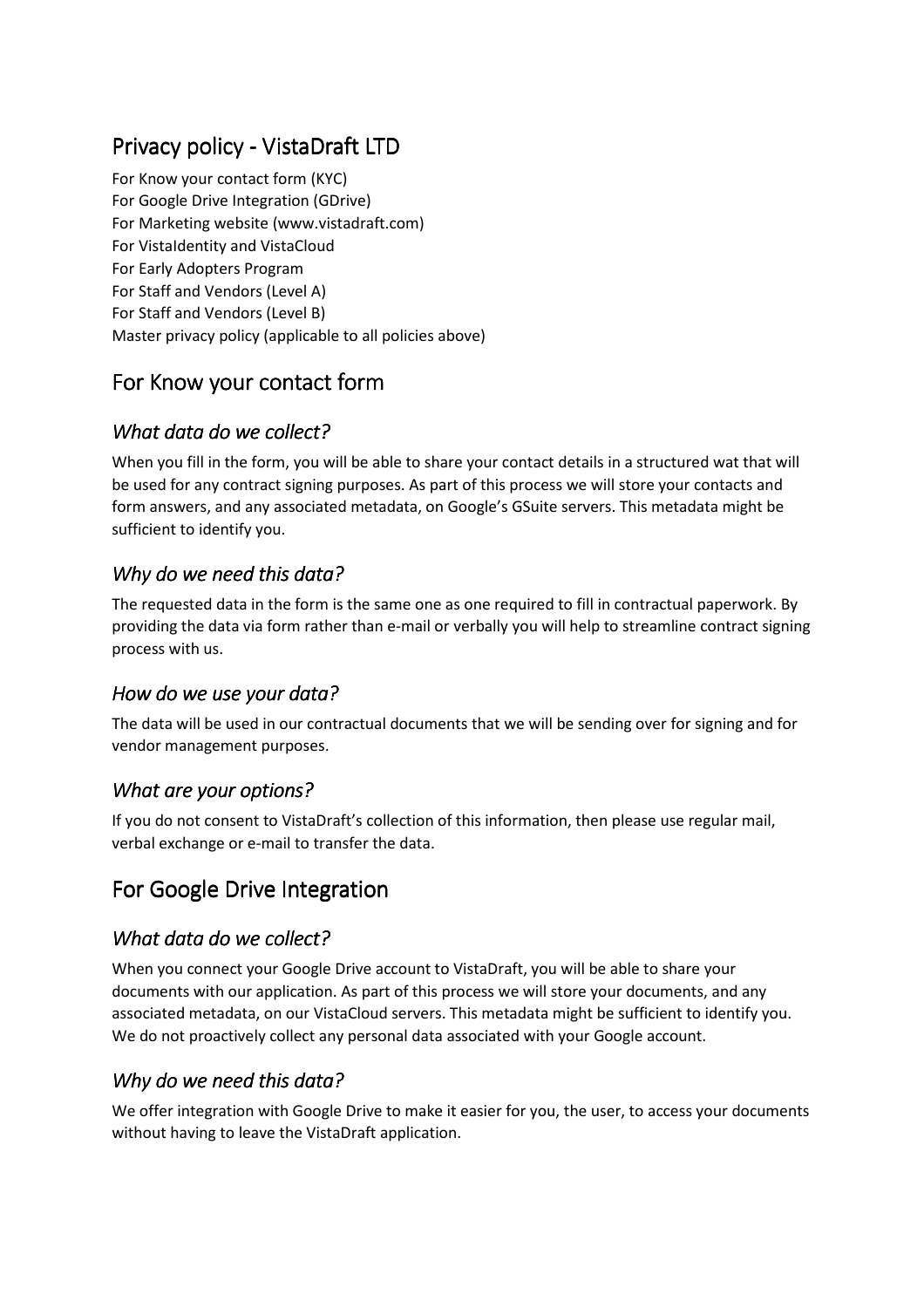# Privacy policy - VistaDraft LTD

For Know your contact form (KYC)
For Google Drive Integration (GDrive)
For Marketing website (www.vistadraft.com)
For VistaIdentity and VistaCloud
For Early Adopters Program
For Staff and Vendors (Level A)
For Staff and Vendors (Level B)
Master privacy policy (applicable to all policies above)

## For Know your contact form

### *What data do we collect?*

When you fill in the form, you will be able to share your contact details in a structured wat that will be used for any contract signing purposes. As part of this process we will store your contacts and form answers, and any associated metadata, on Google's GSuite servers. This metadata might be sufficient to identify you.

### *Why do we need this data?*

The requested data in the form is the same one as one required to fill in contractual paperwork. By providing the data via form rather than e-mail or verbally you will help to streamline contract signing process with us.

### *How do we use your data?*

The data will be used in our contractual documents that we will be sending over for signing and for vendor management purposes.

### *What are your options?*

If you do not consent to VistaDraft's collection of this information, then please use regular mail, verbal exchange or e-mail to transfer the data.

## For Google Drive Integration

### *What data do we collect?*

When you connect your Google Drive account to VistaDraft, you will be able to share your documents with our application. As part of this process we will store your documents, and any associated metadata, on our VistaCloud servers. This metadata might be sufficient to identify you. We do not proactively collect any personal data associated with your Google account.

### *Why do we need this data?*

We offer integration with Google Drive to make it easier for you, the user, to access your documents without having to leave the VistaDraft application.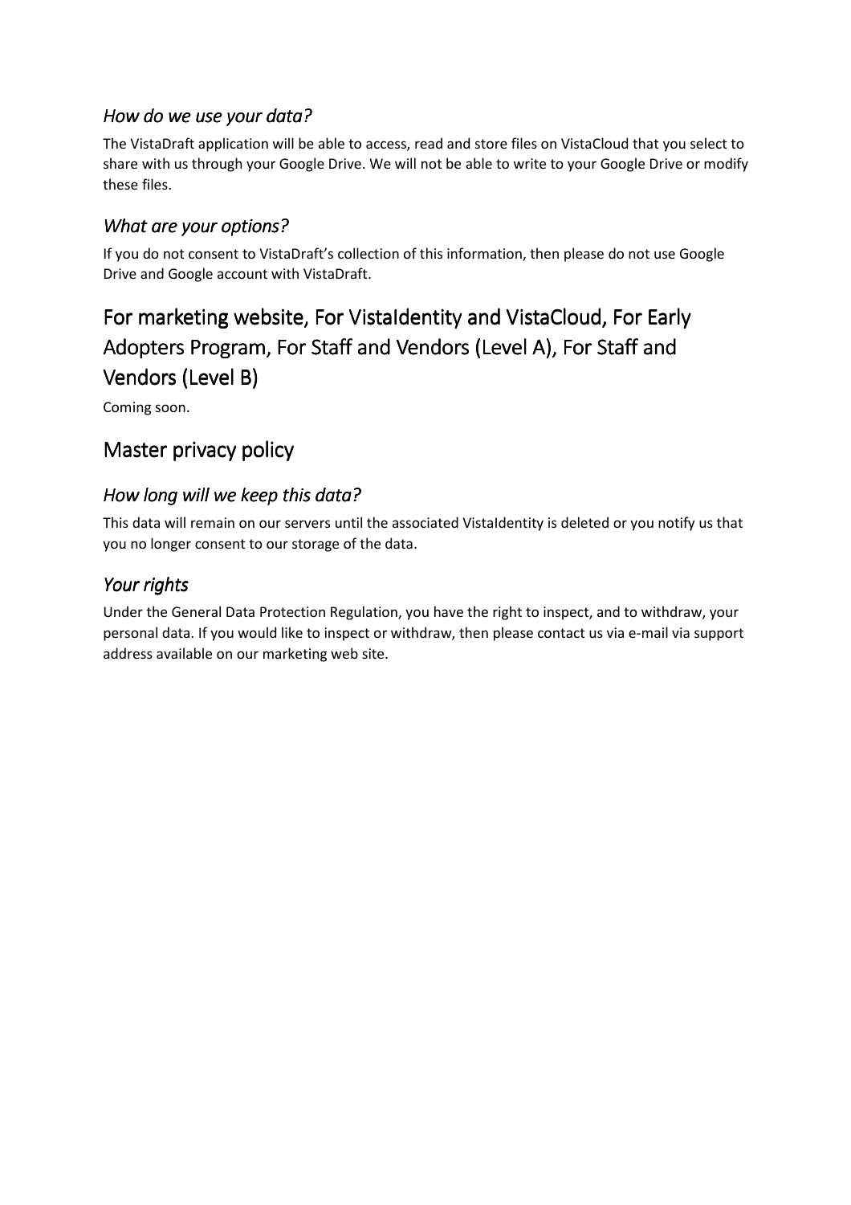### *How do we use your data?*

The VistaDraft application will be able to access, read and store files on VistaCloud that you select to share with us through your Google Drive. We will not be able to write to your Google Drive or modify these files.

### *What are your options?*

If you do not consent to VistaDraft's collection of this information, then please do not use Google Drive and Google account with VistaDraft.

## For marketing website, For VistaIdentity and VistaCloud, For Early Adopters Program, For Staff and Vendors (Level A), For Staff and Vendors (Level B)

Coming soon.

## Master privacy policy

### *How long will we keep this data?*

This data will remain on our servers until the associated VistaIdentity is deleted or you notify us that you no longer consent to our storage of the data.

### *Your rights*

Under the General Data Protection Regulation, you have the right to inspect, and to withdraw, your personal data. If you would like to inspect or withdraw, then please contact us via e-mail via support address available on our marketing web site.